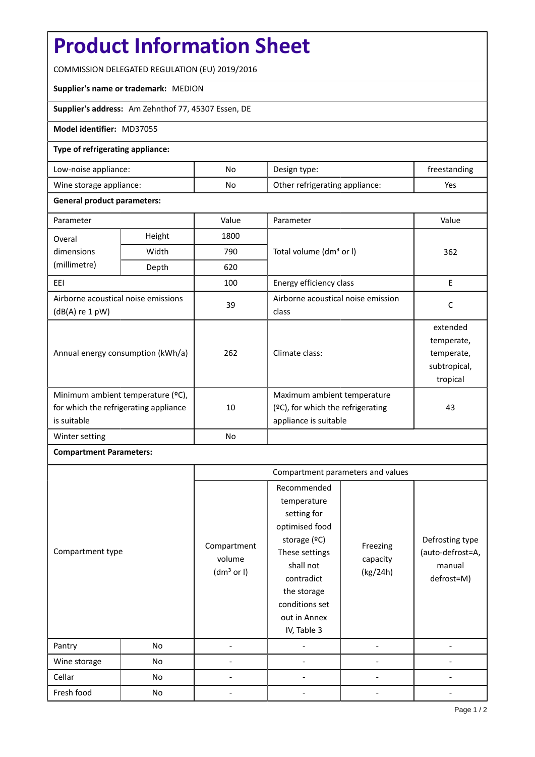# Product Information Sheet

COMMISSION DELEGATED REGULATION (EU) 2019/2016

**Supplier's name or trademark:** MEDION

**Supplier's address:** Am Zehnthof 77, 45307 Essen, DE

**Model identifier:** MD37055

**Type of refrigerating appliance:**

| | | | |
|---|---|---|---|
| Low-noise appliance: | No | Design type: | freestanding |
| Wine storage appliance: | No | Other refrigerating appliance: | Yes |

**General product parameters:**

| Parameter | | Value | Parameter | Value |
|---|---|---|---|---|
| Overal dimensions (millimetre) | Height | 1800 | Total volume (dm³ or l) | 362 |
| | Width | 790 | | |
| | Depth | 620 | | |
| EEI | | 100 | Energy efficiency class | E |
| Airborne acoustical noise emissions (dB(A) re 1 pW) | | 39 | Airborne acoustical noise emission class | C |
| Annual energy consumption (kWh/a) | | 262 | Climate class: | extended temperate, temperate, subtropical, tropical |
| Minimum ambient temperature (ºC), for which the refrigerating appliance is suitable | | 10 | Maximum ambient temperature (ºC), for which the refrigerating appliance is suitable | 43 |
| Winter setting | | No | | |

**Compartment Parameters:**

| Compartment type | | Compartment volume (dm³ or l) | Recommended temperature setting for optimised food storage (ºC) These settings shall not contradict the storage conditions set out in Annex IV, Table 3 | Freezing capacity (kg/24h) | Defrosting type (auto-defrost=A, manual defrost=M) |
|---|---|---|---|---|---|
| Pantry | No | - | - | - | - |
| Wine storage | No | - | - | - | - |
| Cellar | No | - | - | - | - |
| Fresh food | No | - | - | - | - |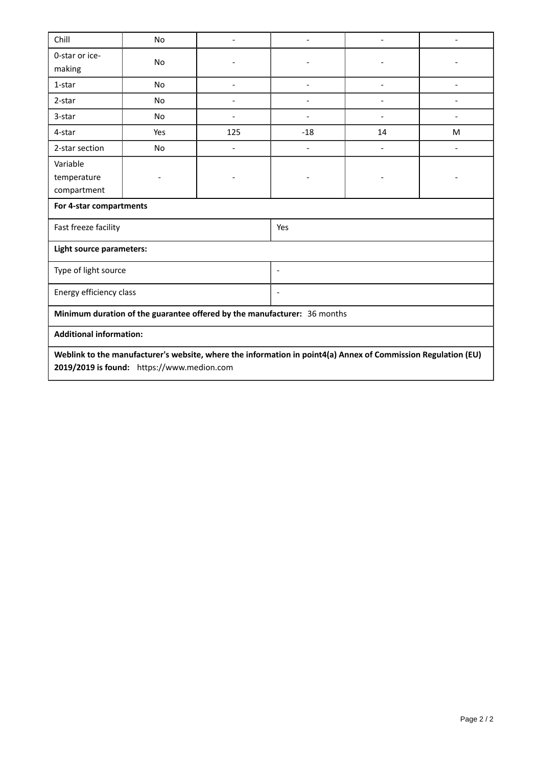| | | | | | |
|---|---|---|---|---|---|
| Chill | No | - | - | - | - |
| 0-star or ice-making | No | - | - | - | - |
| 1-star | No | - | - | - | - |
| 2-star | No | - | - | - | - |
| 3-star | No | - | - | - | - |
| 4-star | Yes | 125 | -18 | 14 | M |
| 2-star section | No | - | - | - | - |
| Variable temperature compartment | - | - | - | - | - |

| | |
|---|---|
| **For 4-star compartments** | |
| Fast freeze facility | Yes |
| **Light source parameters:** | |
| Type of light source | - |
| Energy efficiency class | - |

**Minimum duration of the guarantee offered by the manufacturer:** 36 months

**Additional information:**

**Weblink to the manufacturer's website, where the information in point4(a) Annex of Commission Regulation (EU) 2019/2019 is found:** https://www.medion.com